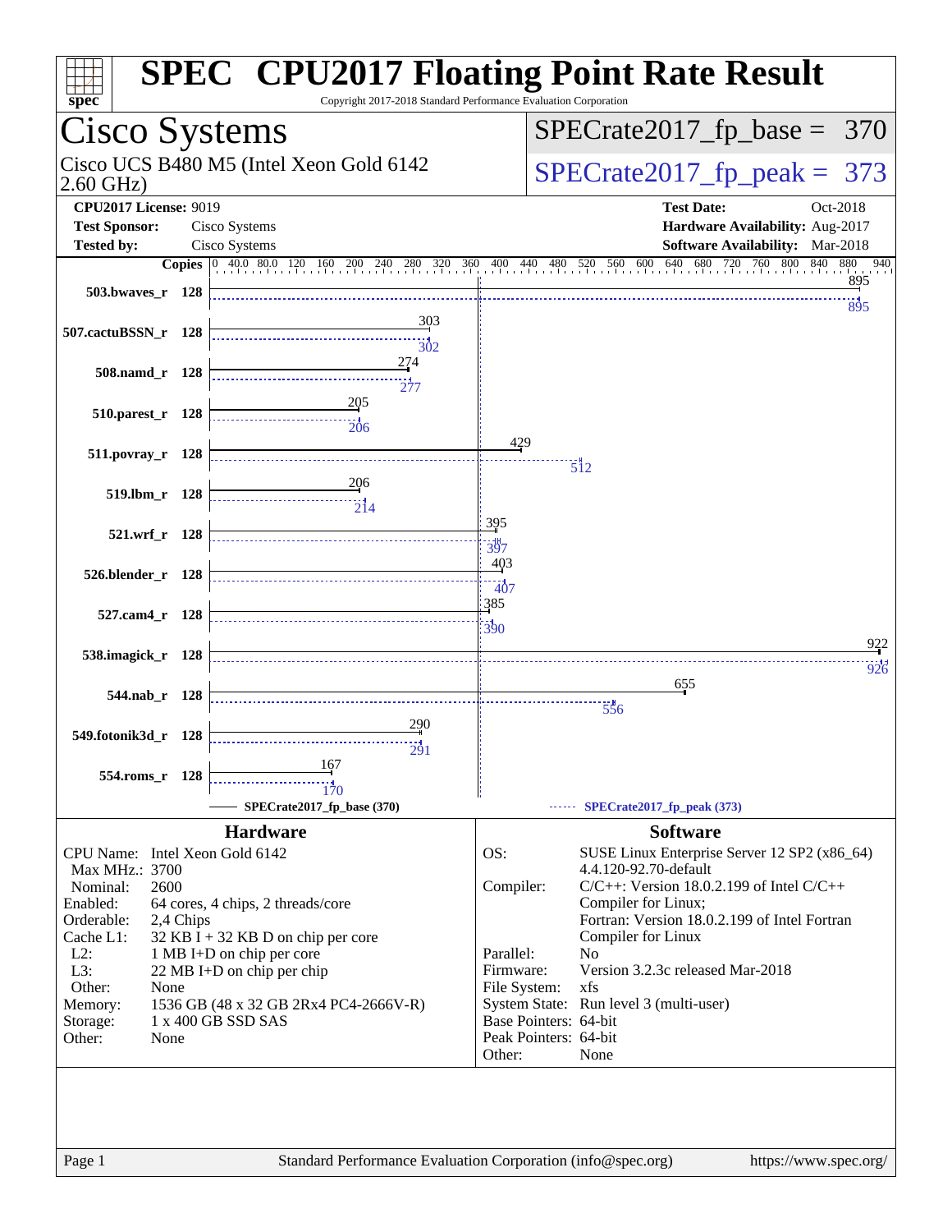# SPEC CPU2017 Floating Point Rate Result

Copyright 2017-2018 Standard Performance Evaluation Corporation

## Cisco Systems

Cisco UCS B480 M5 (Intel Xeon Gold 6142 2.60 GHz)

SPECrate2017_fp_base = 370

SPECrate2017_fp_peak = 373

**CPU2017 License:** 9019
**Test Sponsor:** Cisco Systems
**Tested by:** Cisco Systems

**Test Date:** Oct-2018
**Hardware Availability:** Aug-2017
**Software Availability:** Mar-2018

| Benchmark | Copies | SPECrate2017_fp_base (370) | SPECrate2017_fp_peak (373) |
|---|---|---|---|
| 503.bwaves_r | 128 | 895 | 895 |
| 507.cactuBSSN_r | 128 | 303 | 302 |
| 508.namd_r | 128 | 274 | 277 |
| 510.parest_r | 128 | 205 | 206 |
| 511.povray_r | 128 | 429 | 512 |
| 519.lbm_r | 128 | 206 | 214 |
| 521.wrf_r | 128 | 395 | 397 |
| 526.blender_r | 128 | 403 | 407 |
| 527.cam4_r | 128 | 385 | 390 |
| 538.imagick_r | 128 | 922 | 926 |
| 544.nab_r | 128 | 655 | 556 |
| 549.fotonik3d_r | 128 | 290 | 291 |
| 554.roms_r | 128 | 167 | 170 |

## Hardware

| | |
|---|---|
| CPU Name: | Intel Xeon Gold 6142 |
| Max MHz.: | 3700 |
| Nominal: | 2600 |
| Enabled: | 64 cores, 4 chips, 2 threads/core |
| Orderable: | 2,4 Chips |
| Cache L1: | 32 KB I + 32 KB D on chip per core |
| L2: | 1 MB I+D on chip per core |
| L3: | 22 MB I+D on chip per chip |
| Other: | None |
| Memory: | 1536 GB (48 x 32 GB 2Rx4 PC4-2666V-R) |
| Storage: | 1 x 400 GB SSD SAS |
| Other: | None |

## Software

| | |
|---|---|
| OS: | SUSE Linux Enterprise Server 12 SP2 (x86_64) 4.4.120-92.70-default |
| Compiler: | C/C++: Version 18.0.2.199 of Intel C/C++ Compiler for Linux; Fortran: Version 18.0.2.199 of Intel Fortran Compiler for Linux |
| Parallel: | No |
| Firmware: | Version 3.2.3c released Mar-2018 |
| File System: | xfs |
| System State: | Run level 3 (multi-user) |
| Base Pointers: | 64-bit |
| Peak Pointers: | 64-bit |
| Other: | None |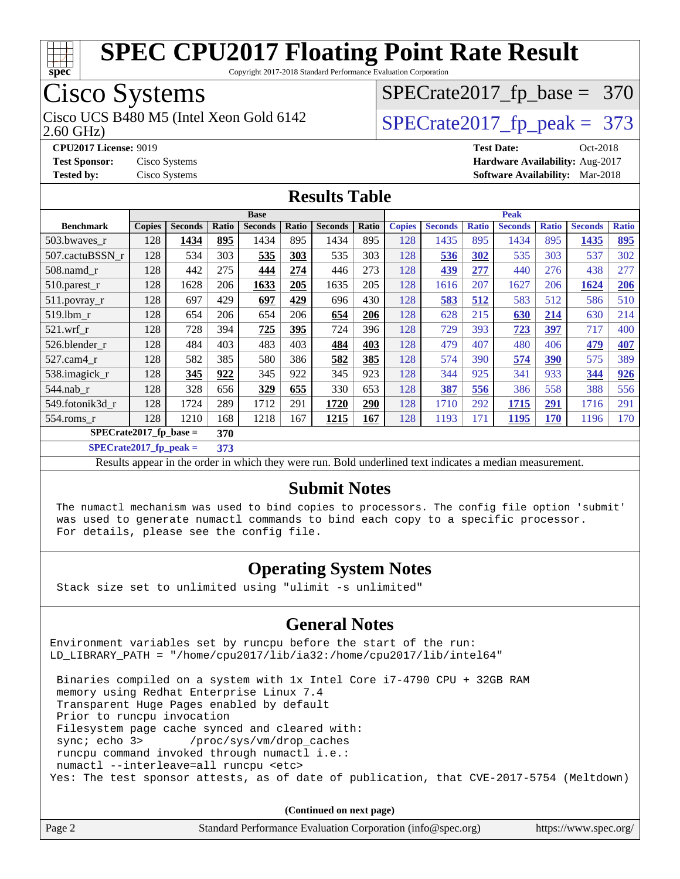# SPEC CPU2017 Floating Point Rate Result

Copyright 2017-2018 Standard Performance Evaluation Corporation

## Cisco Systems

Cisco UCS B480 M5 (Intel Xeon Gold 6142 2.60 GHz)

SPECrate2017_fp_base = 370

SPECrate2017_fp_peak = 373

**CPU2017 License:** 9019
**Test Sponsor:** Cisco Systems
**Tested by:** Cisco Systems

**Test Date:** Oct-2018
**Hardware Availability:** Aug-2017
**Software Availability:** Mar-2018

## Results Table

| Benchmark | Base | | | | | | | Peak | | | | | | |
|---|---|---|---|---|---|---|---|---|---|---|---|---|---|---|
| | Copies | Seconds | Ratio | Seconds | Ratio | Seconds | Ratio | Copies | Seconds | Ratio | Seconds | Ratio | Seconds | Ratio |
| 503.bwaves_r | 128 | **1434** | **895** | 1434 | 895 | 1434 | 895 | 128 | 1435 | 895 | 1434 | 895 | **1435** | **895** |
| 507.cactuBSSN_r | 128 | 534 | 303 | **535** | **303** | 535 | 303 | 128 | **536** | **302** | 535 | 303 | 537 | 302 |
| 508.namd_r | 128 | 442 | 275 | **444** | **274** | 446 | 273 | 128 | **439** | **277** | 440 | 276 | 438 | 277 |
| 510.parest_r | 128 | 1628 | 206 | **1633** | **205** | 1635 | 205 | 128 | 1616 | 207 | 1627 | 206 | **1624** | **206** |
| 511.povray_r | 128 | 697 | 429 | **697** | **429** | 696 | 430 | 128 | **583** | **512** | 583 | 512 | 586 | 510 |
| 519.lbm_r | 128 | 654 | 206 | 654 | 206 | **654** | **206** | 128 | 628 | 215 | **630** | **214** | 630 | 214 |
| 521.wrf_r | 128 | 728 | 394 | **725** | **395** | 724 | 396 | 128 | 729 | 393 | **723** | **397** | 717 | 400 |
| 526.blender_r | 128 | 484 | 403 | 483 | 403 | **484** | **403** | 128 | 479 | 407 | 480 | 406 | **479** | **407** |
| 527.cam4_r | 128 | 582 | 385 | 580 | 386 | **582** | **385** | 128 | 574 | 390 | **574** | **390** | 575 | 389 |
| 538.imagick_r | 128 | **345** | **922** | 345 | 922 | 345 | 923 | 128 | 344 | 925 | 341 | 933 | **344** | **926** |
| 544.nab_r | 128 | 328 | 656 | **329** | **655** | 330 | 653 | 128 | **387** | **556** | 386 | 558 | 388 | 556 |
| 549.fotonik3d_r | 128 | 1724 | 289 | 1712 | 291 | **1720** | **290** | 128 | 1710 | 292 | **1715** | **291** | 1716 | 291 |
| 554.roms_r | 128 | 1210 | 168 | 1218 | 167 | **1215** | **167** | 128 | 1193 | 171 | **1195** | **170** | 1196 | 170 |

**SPECrate2017_fp_base = 370**

**SPECrate2017_fp_peak = 373**

Results appear in the order in which they were run. Bold underlined text indicates a median measurement.

## Submit Notes

```
The numactl mechanism was used to bind copies to processors. The config file option 'submit'
was used to generate numactl commands to bind each copy to a specific processor.
For details, please see the config file.
```

## Operating System Notes

```
Stack size set to unlimited using "ulimit -s unlimited"
```

## General Notes

```
Environment variables set by runcpu before the start of the run:
LD_LIBRARY_PATH = "/home/cpu2017/lib/ia32:/home/cpu2017/lib/intel64"

 Binaries compiled on a system with 1x Intel Core i7-4790 CPU + 32GB RAM
 memory using Redhat Enterprise Linux 7.4
 Transparent Huge Pages enabled by default
 Prior to runcpu invocation
 Filesystem page cache synced and cleared with:
 sync; echo 3>       /proc/sys/vm/drop_caches
 runcpu command invoked through numactl i.e.:
 numactl --interleave=all runcpu <etc>
Yes: The test sponsor attests, as of date of publication, that CVE-2017-5754 (Meltdown)
```

**(Continued on next page)**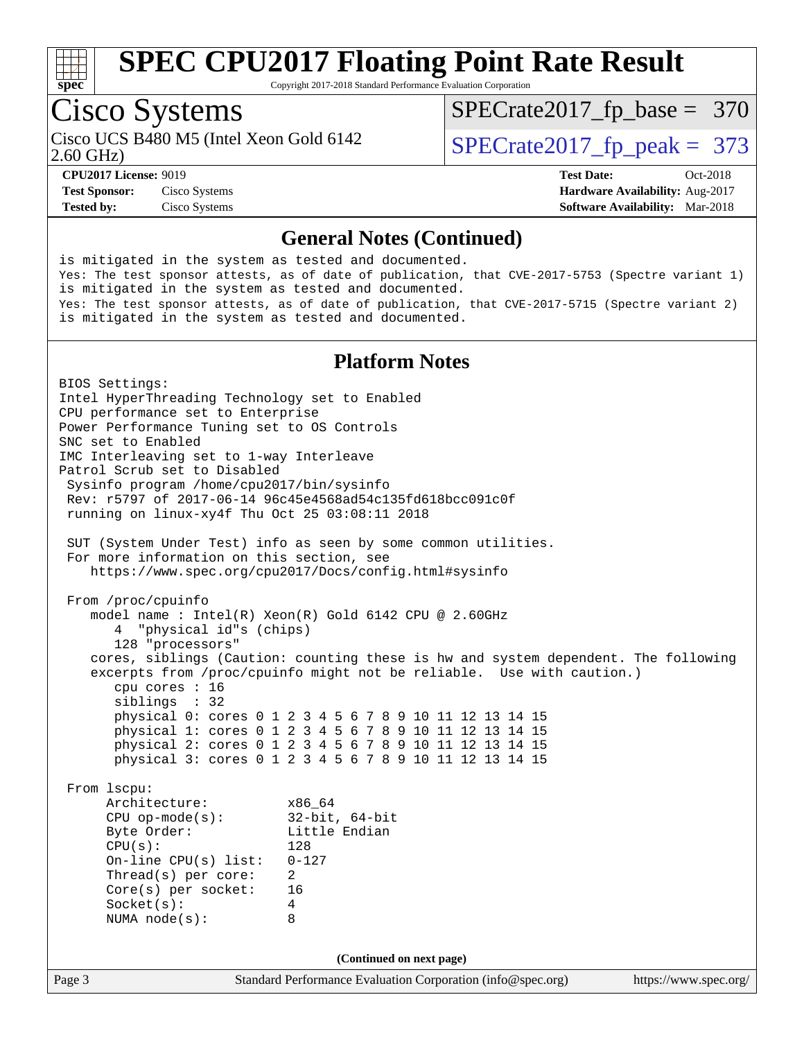# SPEC CPU2017 Floating Point Rate Result

Copyright 2017-2018 Standard Performance Evaluation Corporation

## Cisco Systems

Cisco UCS B480 M5 (Intel Xeon Gold 6142 2.60 GHz)

SPECrate2017_fp_base = 370

SPECrate2017_fp_peak = 373

**CPU2017 License:** 9019
**Test Sponsor:** Cisco Systems
**Tested by:** Cisco Systems

**Test Date:** Oct-2018
**Hardware Availability:** Aug-2017
**Software Availability:** Mar-2018

## General Notes (Continued)

```
is mitigated in the system as tested and documented.
Yes: The test sponsor attests, as of date of publication, that CVE-2017-5753 (Spectre variant 1)
is mitigated in the system as tested and documented.
Yes: The test sponsor attests, as of date of publication, that CVE-2017-5715 (Spectre variant 2)
is mitigated in the system as tested and documented.
```

## Platform Notes

```
BIOS Settings:
Intel HyperThreading Technology set to Enabled
CPU performance set to Enterprise
Power Performance Tuning set to OS Controls
SNC set to Enabled
IMC Interleaving set to 1-way Interleave
Patrol Scrub set to Disabled
 Sysinfo program /home/cpu2017/bin/sysinfo
 Rev: r5797 of 2017-06-14 96c45e4568ad54c135fd618bcc091c0f
 running on linux-xy4f Thu Oct 25 03:08:11 2018

 SUT (System Under Test) info as seen by some common utilities.
 For more information on this section, see
    https://www.spec.org/cpu2017/Docs/config.html#sysinfo

 From /proc/cpuinfo
    model name : Intel(R) Xeon(R) Gold 6142 CPU @ 2.60GHz
       4  "physical id"s (chips)
       128 "processors"
    cores, siblings (Caution: counting these is hw and system dependent. The following
    excerpts from /proc/cpuinfo might not be reliable.  Use with caution.)
       cpu cores : 16
       siblings  : 32
       physical 0: cores 0 1 2 3 4 5 6 7 8 9 10 11 12 13 14 15
       physical 1: cores 0 1 2 3 4 5 6 7 8 9 10 11 12 13 14 15
       physical 2: cores 0 1 2 3 4 5 6 7 8 9 10 11 12 13 14 15
       physical 3: cores 0 1 2 3 4 5 6 7 8 9 10 11 12 13 14 15

 From lscpu:
      Architecture:          x86_64
      CPU op-mode(s):        32-bit, 64-bit
      Byte Order:            Little Endian
      CPU(s):                128
      On-line CPU(s) list:   0-127
      Thread(s) per core:    2
      Core(s) per socket:    16
      Socket(s):             4
      NUMA node(s):          8
```

**(Continued on next page)**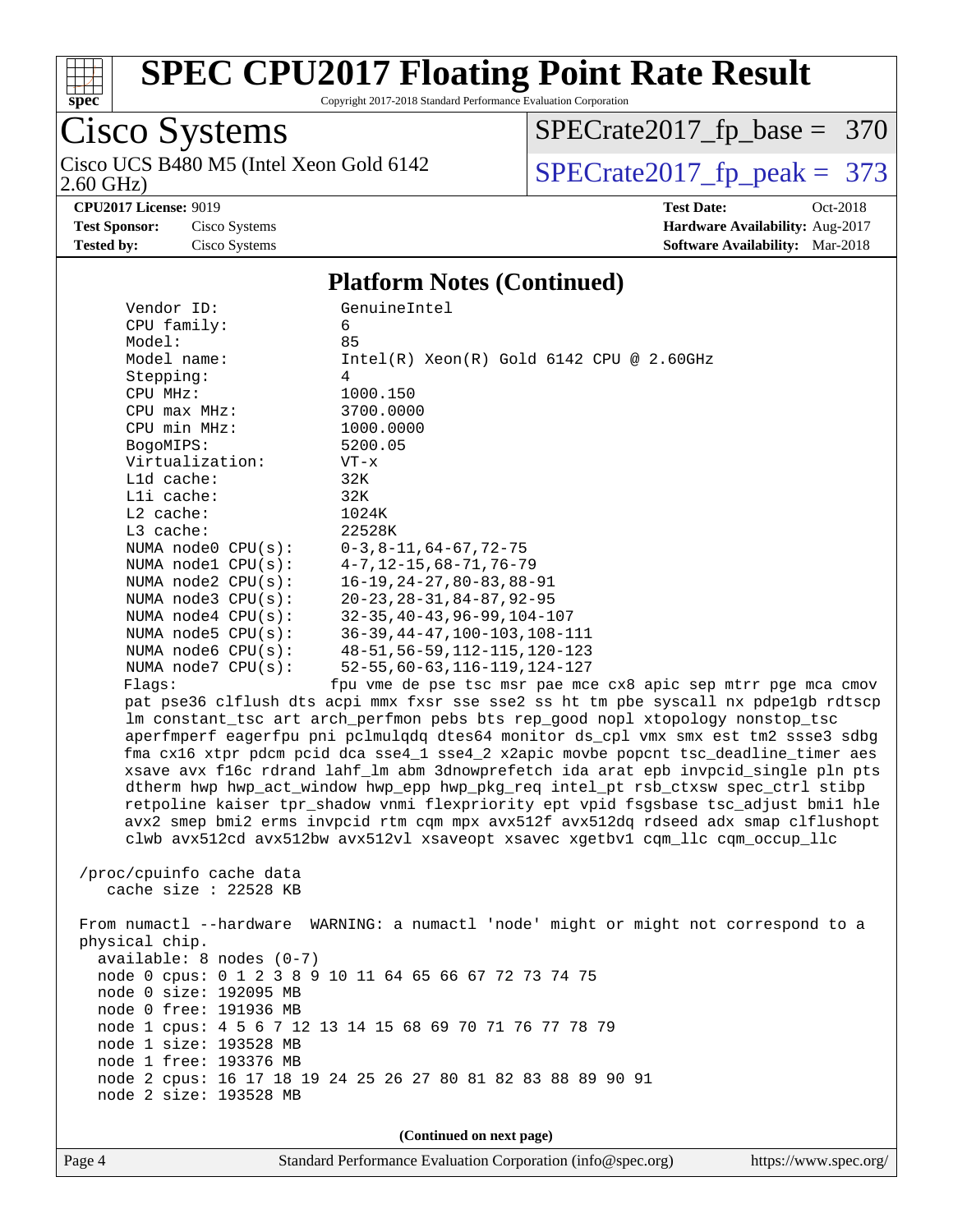# SPEC CPU2017 Floating Point Rate Result

Copyright 2017-2018 Standard Performance Evaluation Corporation

**Cisco Systems**

Cisco UCS B480 M5 (Intel Xeon Gold 6142 2.60 GHz)

SPECrate2017_fp_base = 370

SPECrate2017_fp_peak = 373

**CPU2017 License:** 9019
**Test Sponsor:** Cisco Systems
**Tested by:** Cisco Systems
**Test Date:** Oct-2018
**Hardware Availability:** Aug-2017
**Software Availability:** Mar-2018

## Platform Notes (Continued)

```
    Vendor ID:             GenuineIntel
    CPU family:            6
    Model:                 85
    Model name:            Intel(R) Xeon(R) Gold 6142 CPU @ 2.60GHz
    Stepping:              4
    CPU MHz:               1000.150
    CPU max MHz:           3700.0000
    CPU min MHz:           1000.0000
    BogoMIPS:              5200.05
    Virtualization:        VT-x
    L1d cache:             32K
    L1i cache:             32K
    L2 cache:              1024K
    L3 cache:              22528K
    NUMA node0 CPU(s):     0-3,8-11,64-67,72-75
    NUMA node1 CPU(s):     4-7,12-15,68-71,76-79
    NUMA node2 CPU(s):     16-19,24-27,80-83,88-91
    NUMA node3 CPU(s):     20-23,28-31,84-87,92-95
    NUMA node4 CPU(s):     32-35,40-43,96-99,104-107
    NUMA node5 CPU(s):     36-39,44-47,100-103,108-111
    NUMA node6 CPU(s):     48-51,56-59,112-115,120-123
    NUMA node7 CPU(s):     52-55,60-63,116-119,124-127
    Flags:                 fpu vme de pse tsc msr pae mce cx8 apic sep mtrr pge mca cmov
    pat pse36 clflush dts acpi mmx fxsr sse sse2 ss ht tm pbe syscall nx pdpe1gb rdtscp
    lm constant_tsc art arch_perfmon pebs bts rep_good nopl xtopology nonstop_tsc
    aperfmperf eagerfpu pni pclmulqdq dtes64 monitor ds_cpl vmx smx est tm2 ssse3 sdbg
    fma cx16 xtpr pdcm pcid dca sse4_1 sse4_2 x2apic movbe popcnt tsc_deadline_timer aes
    xsave avx f16c rdrand lahf_lm abm 3dnowprefetch ida arat epb invpcid_single pln pts
    dtherm hwp hwp_act_window hwp_epp hwp_pkg_req intel_pt rsb_ctxsw spec_ctrl stibp
    retpoline kaiser tpr_shadow vnmi flexpriority ept vpid fsgsbase tsc_adjust bmi1 hle
    avx2 smep bmi2 erms invpcid rtm cqm mpx avx512f avx512dq rdseed adx smap clflushopt
    clwb avx512cd avx512bw avx512vl xsaveopt xsavec xgetbv1 cqm_llc cqm_occup_llc

/proc/cpuinfo cache data
   cache size : 22528 KB

From numactl --hardware  WARNING: a numactl 'node' might or might not correspond to a
physical chip.
  available: 8 nodes (0-7)
  node 0 cpus: 0 1 2 3 8 9 10 11 64 65 66 67 72 73 74 75
  node 0 size: 192095 MB
  node 0 free: 191936 MB
  node 1 cpus: 4 5 6 7 12 13 14 15 68 69 70 71 76 77 78 79
  node 1 size: 193528 MB
  node 1 free: 193376 MB
  node 2 cpus: 16 17 18 19 24 25 26 27 80 81 82 83 88 89 90 91
  node 2 size: 193528 MB
```

(Continued on next page)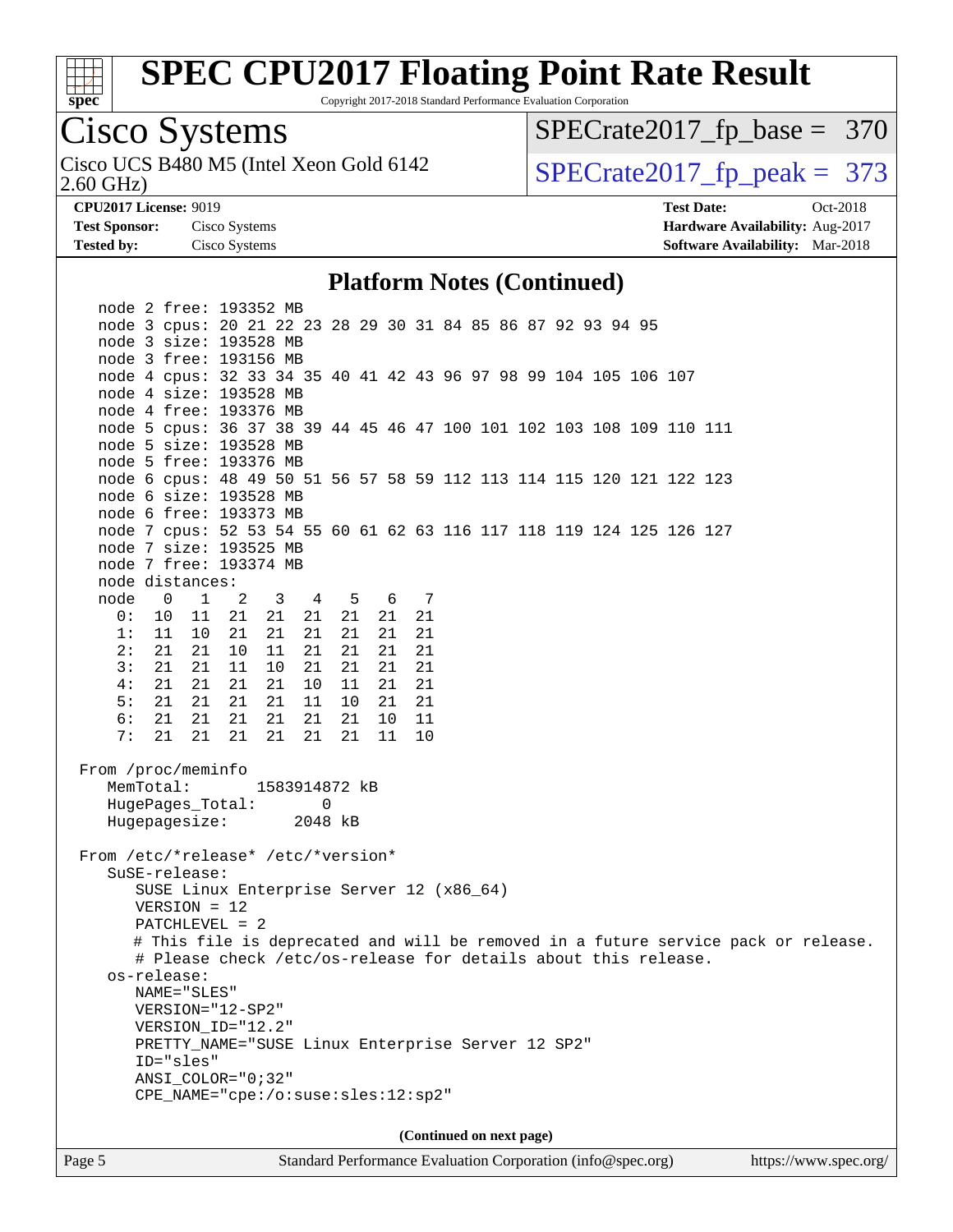# SPEC CPU2017 Floating Point Rate Result

Copyright 2017-2018 Standard Performance Evaluation Corporation

**Cisco Systems**

Cisco UCS B480 M5 (Intel Xeon Gold 6142 2.60 GHz)

SPECrate2017_fp_base = 370

SPECrate2017_fp_peak = 373

**CPU2017 License:** 9019
**Test Sponsor:** Cisco Systems
**Tested by:** Cisco Systems

**Test Date:** Oct-2018
**Hardware Availability:** Aug-2017
**Software Availability:** Mar-2018

## Platform Notes (Continued)

```
    node 2 free: 193352 MB
    node 3 cpus: 20 21 22 23 28 29 30 31 84 85 86 87 92 93 94 95
    node 3 size: 193528 MB
    node 3 free: 193156 MB
    node 4 cpus: 32 33 34 35 40 41 42 43 96 97 98 99 104 105 106 107
    node 4 size: 193528 MB
    node 4 free: 193376 MB
    node 5 cpus: 36 37 38 39 44 45 46 47 100 101 102 103 108 109 110 111
    node 5 size: 193528 MB
    node 5 free: 193376 MB
    node 6 cpus: 48 49 50 51 56 57 58 59 112 113 114 115 120 121 122 123
    node 6 size: 193528 MB
    node 6 free: 193373 MB
    node 7 cpus: 52 53 54 55 60 61 62 63 116 117 118 119 124 125 126 127
    node 7 size: 193525 MB
    node 7 free: 193374 MB
    node distances:
    node   0   1   2   3   4   5   6   7
      0:  10  11  21  21  21  21  21  21
      1:  11  10  21  21  21  21  21  21
      2:  21  21  10  11  21  21  21  21
      3:  21  21  11  10  21  21  21  21
      4:  21  21  21  21  10  11  21  21
      5:  21  21  21  21  11  10  21  21
      6:  21  21  21  21  21  21  10  11
      7:  21  21  21  21  21  21  11  10

 From /proc/meminfo
    MemTotal:       1583914872 kB
    HugePages_Total:       0
    Hugepagesize:       2048 kB

 From /etc/*release* /etc/*version*
    SuSE-release:
       SUSE Linux Enterprise Server 12 (x86_64)
       VERSION = 12
       PATCHLEVEL = 2
       # This file is deprecated and will be removed in a future service pack or release.
       # Please check /etc/os-release for details about this release.
    os-release:
       NAME="SLES"
       VERSION="12-SP2"
       VERSION_ID="12.2"
       PRETTY_NAME="SUSE Linux Enterprise Server 12 SP2"
       ID="sles"
       ANSI_COLOR="0;32"
       CPE_NAME="cpe:/o:suse:sles:12:sp2"
```

(Continued on next page)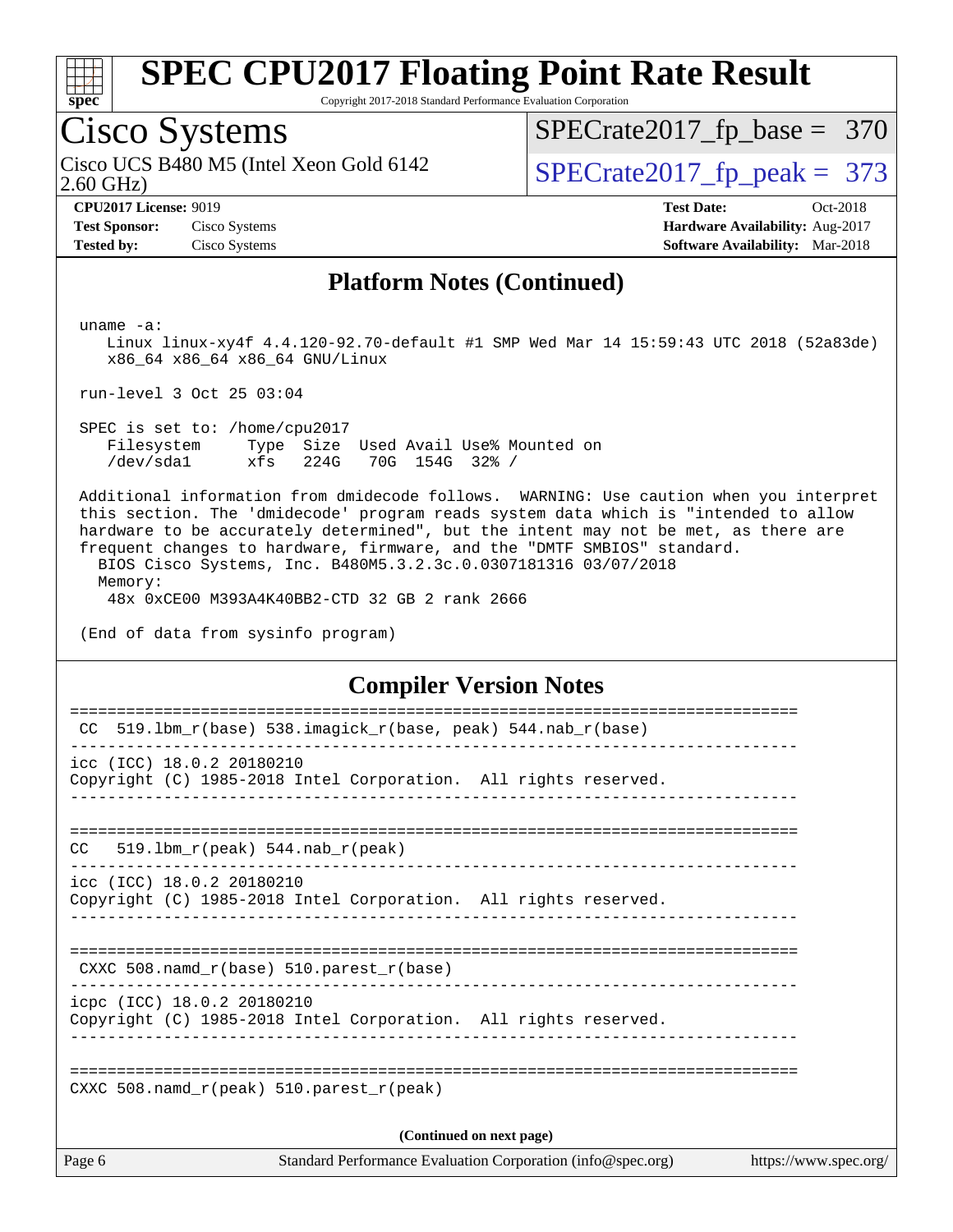## Platform Notes (Continued)

```
uname -a:
   Linux linux-xy4f 4.4.120-92.70-default #1 SMP Wed Mar 14 15:59:43 UTC 2018 (52a83de)
   x86_64 x86_64 x86_64 GNU/Linux

run-level 3 Oct 25 03:04

SPEC is set to: /home/cpu2017
   Filesystem     Type  Size  Used Avail Use% Mounted on
   /dev/sda1      xfs   224G   70G  154G  32% /

Additional information from dmidecode follows.  WARNING: Use caution when you interpret
this section. The 'dmidecode' program reads system data which is "intended to allow
hardware to be accurately determined", but the intent may not be met, as there are
frequent changes to hardware, firmware, and the "DMTF SMBIOS" standard.
  BIOS Cisco Systems, Inc. B480M5.3.2.3c.0.0307181316 03/07/2018
  Memory:
   48x 0xCE00 M393A4K40BB2-CTD 32 GB 2 rank 2666

(End of data from sysinfo program)
```

## Compiler Version Notes

```
==============================================================================
 CC  519.lbm_r(base) 538.imagick_r(base, peak) 544.nab_r(base)
------------------------------------------------------------------------------
icc (ICC) 18.0.2 20180210
Copyright (C) 1985-2018 Intel Corporation.  All rights reserved.
------------------------------------------------------------------------------

==============================================================================
CC   519.lbm_r(peak) 544.nab_r(peak)
------------------------------------------------------------------------------
icc (ICC) 18.0.2 20180210
Copyright (C) 1985-2018 Intel Corporation.  All rights reserved.
------------------------------------------------------------------------------

==============================================================================
 CXXC 508.namd_r(base) 510.parest_r(base)
------------------------------------------------------------------------------
icpc (ICC) 18.0.2 20180210
Copyright (C) 1985-2018 Intel Corporation.  All rights reserved.
------------------------------------------------------------------------------

==============================================================================
CXXC 508.namd_r(peak) 510.parest_r(peak)
```

(Continued on next page)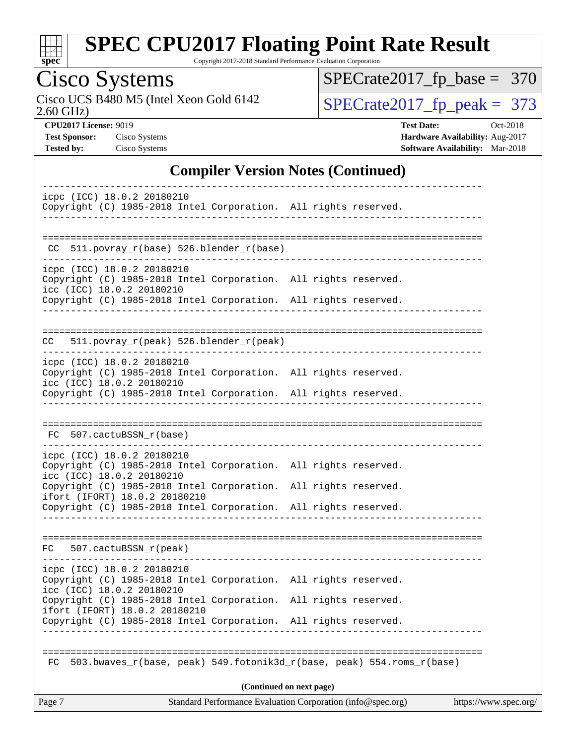## Compiler Version Notes (Continued)

```
------------------------------------------------------------------------------
icpc (ICC) 18.0.2 20180210
Copyright (C) 1985-2018 Intel Corporation.  All rights reserved.
------------------------------------------------------------------------------

==============================================================================
 CC  511.povray_r(base) 526.blender_r(base)
------------------------------------------------------------------------------
icpc (ICC) 18.0.2 20180210
Copyright (C) 1985-2018 Intel Corporation.  All rights reserved.
icc (ICC) 18.0.2 20180210
Copyright (C) 1985-2018 Intel Corporation.  All rights reserved.
------------------------------------------------------------------------------

==============================================================================
 CC  511.povray_r(peak) 526.blender_r(peak)
------------------------------------------------------------------------------
icpc (ICC) 18.0.2 20180210
Copyright (C) 1985-2018 Intel Corporation.  All rights reserved.
icc (ICC) 18.0.2 20180210
Copyright (C) 1985-2018 Intel Corporation.  All rights reserved.
------------------------------------------------------------------------------

==============================================================================
 FC  507.cactuBSSN_r(base)
------------------------------------------------------------------------------
icpc (ICC) 18.0.2 20180210
Copyright (C) 1985-2018 Intel Corporation.  All rights reserved.
icc (ICC) 18.0.2 20180210
Copyright (C) 1985-2018 Intel Corporation.  All rights reserved.
ifort (IFORT) 18.0.2 20180210
Copyright (C) 1985-2018 Intel Corporation.  All rights reserved.
------------------------------------------------------------------------------

==============================================================================
 FC  507.cactuBSSN_r(peak)
------------------------------------------------------------------------------
icpc (ICC) 18.0.2 20180210
Copyright (C) 1985-2018 Intel Corporation.  All rights reserved.
icc (ICC) 18.0.2 20180210
Copyright (C) 1985-2018 Intel Corporation.  All rights reserved.
ifort (IFORT) 18.0.2 20180210
Copyright (C) 1985-2018 Intel Corporation.  All rights reserved.
------------------------------------------------------------------------------

==============================================================================
 FC  503.bwaves_r(base, peak) 549.fotonik3d_r(base, peak) 554.roms_r(base)
```

**(Continued on next page)**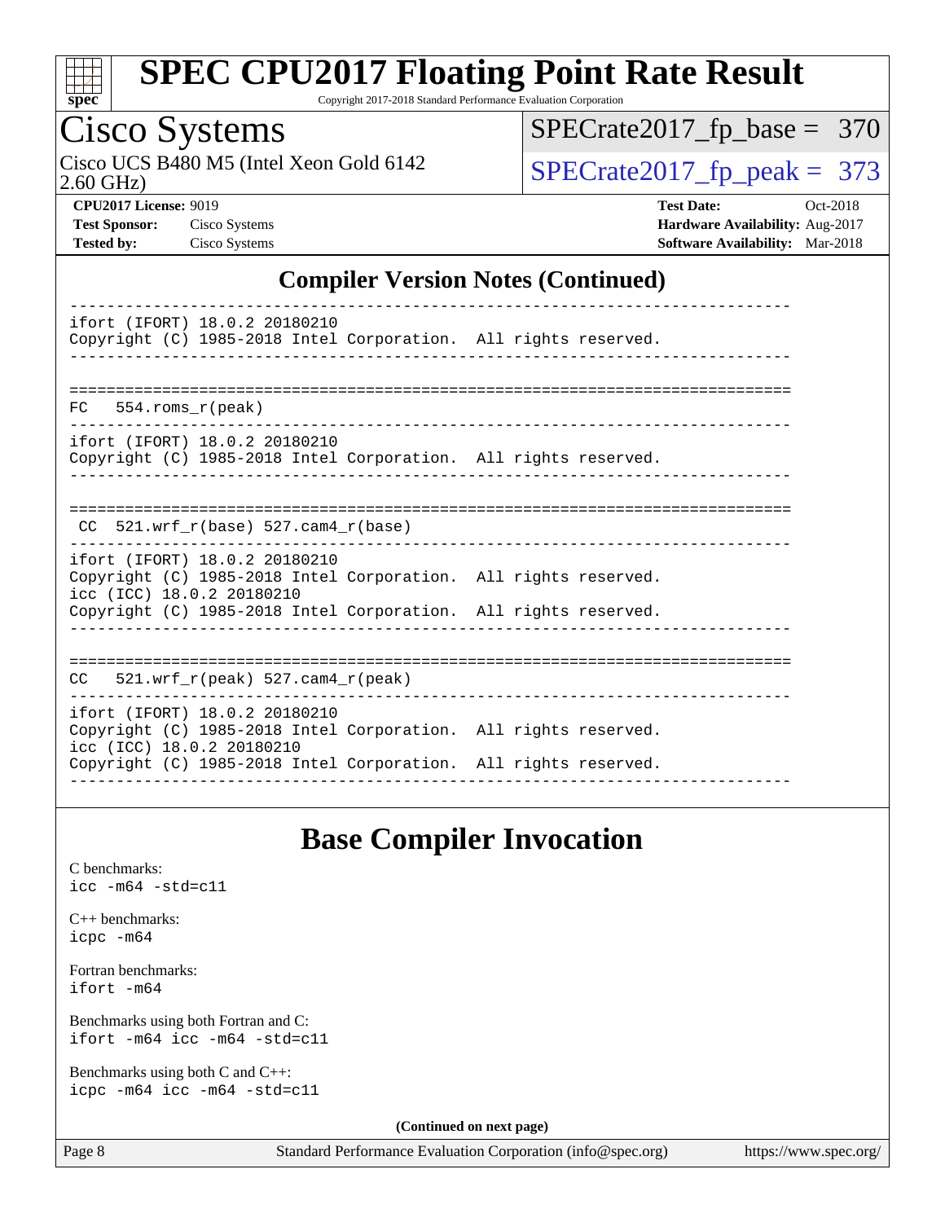## Compiler Version Notes (Continued)

```
------------------------------------------------------------------------------
ifort (IFORT) 18.0.2 20180210
Copyright (C) 1985-2018 Intel Corporation.  All rights reserved.
------------------------------------------------------------------------------

==============================================================================
FC   554.roms_r(peak)
------------------------------------------------------------------------------
ifort (IFORT) 18.0.2 20180210
Copyright (C) 1985-2018 Intel Corporation.  All rights reserved.
------------------------------------------------------------------------------

==============================================================================
 CC  521.wrf_r(base) 527.cam4_r(base)
------------------------------------------------------------------------------
ifort (IFORT) 18.0.2 20180210
Copyright (C) 1985-2018 Intel Corporation.  All rights reserved.
icc (ICC) 18.0.2 20180210
Copyright (C) 1985-2018 Intel Corporation.  All rights reserved.
------------------------------------------------------------------------------

==============================================================================
CC   521.wrf_r(peak) 527.cam4_r(peak)
------------------------------------------------------------------------------
ifort (IFORT) 18.0.2 20180210
Copyright (C) 1985-2018 Intel Corporation.  All rights reserved.
icc (ICC) 18.0.2 20180210
Copyright (C) 1985-2018 Intel Corporation.  All rights reserved.
------------------------------------------------------------------------------
```

## Base Compiler Invocation

C benchmarks:
`icc -m64 -std=c11`

C++ benchmarks:
`icpc -m64`

Fortran benchmarks:
`ifort -m64`

Benchmarks using both Fortran and C:
`ifort -m64 icc -m64 -std=c11`

Benchmarks using both C and C++:
`icpc -m64 icc -m64 -std=c11`

**(Continued on next page)**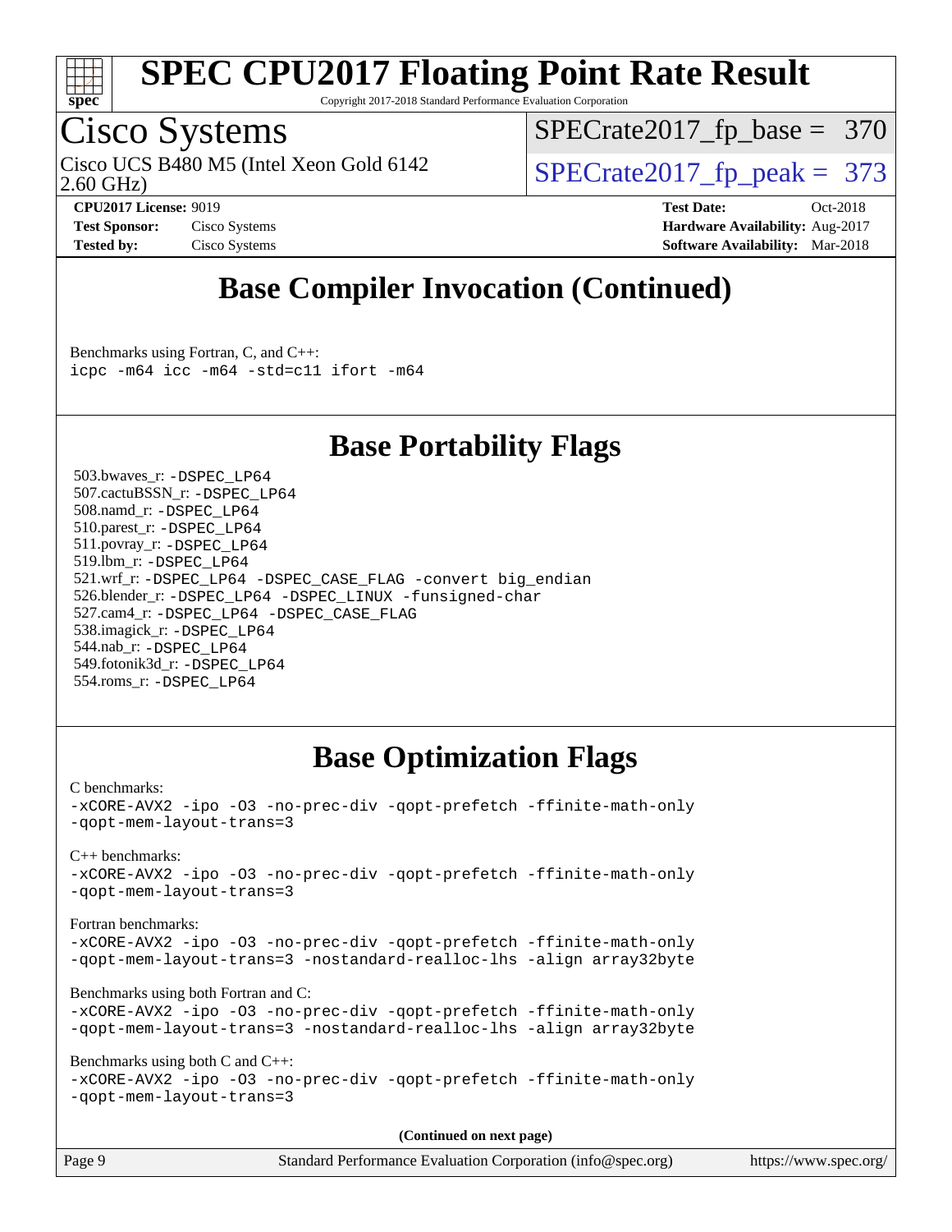## Base Compiler Invocation (Continued)

Benchmarks using Fortran, C, and C++:

```
icpc -m64 icc -m64 -std=c11 ifort -m64
```

## Base Portability Flags

503.bwaves_r: `-DSPEC_LP64`
507.cactuBSSN_r: `-DSPEC_LP64`
508.namd_r: `-DSPEC_LP64`
510.parest_r: `-DSPEC_LP64`
511.povray_r: `-DSPEC_LP64`
519.lbm_r: `-DSPEC_LP64`
521.wrf_r: `-DSPEC_LP64 -DSPEC_CASE_FLAG -convert big_endian`
526.blender_r: `-DSPEC_LP64 -DSPEC_LINUX -funsigned-char`
527.cam4_r: `-DSPEC_LP64 -DSPEC_CASE_FLAG`
538.imagick_r: `-DSPEC_LP64`
544.nab_r: `-DSPEC_LP64`
549.fotonik3d_r: `-DSPEC_LP64`
554.roms_r: `-DSPEC_LP64`

## Base Optimization Flags

C benchmarks:

```
-xCORE-AVX2 -ipo -O3 -no-prec-div -qopt-prefetch -ffinite-math-only
-qopt-mem-layout-trans=3
```

C++ benchmarks:

```
-xCORE-AVX2 -ipo -O3 -no-prec-div -qopt-prefetch -ffinite-math-only
-qopt-mem-layout-trans=3
```

Fortran benchmarks:

```
-xCORE-AVX2 -ipo -O3 -no-prec-div -qopt-prefetch -ffinite-math-only
-qopt-mem-layout-trans=3 -nostandard-realloc-lhs -align array32byte
```

Benchmarks using both Fortran and C:

```
-xCORE-AVX2 -ipo -O3 -no-prec-div -qopt-prefetch -ffinite-math-only
-qopt-mem-layout-trans=3 -nostandard-realloc-lhs -align array32byte
```

Benchmarks using both C and C++:

```
-xCORE-AVX2 -ipo -O3 -no-prec-div -qopt-prefetch -ffinite-math-only
-qopt-mem-layout-trans=3
```

**(Continued on next page)**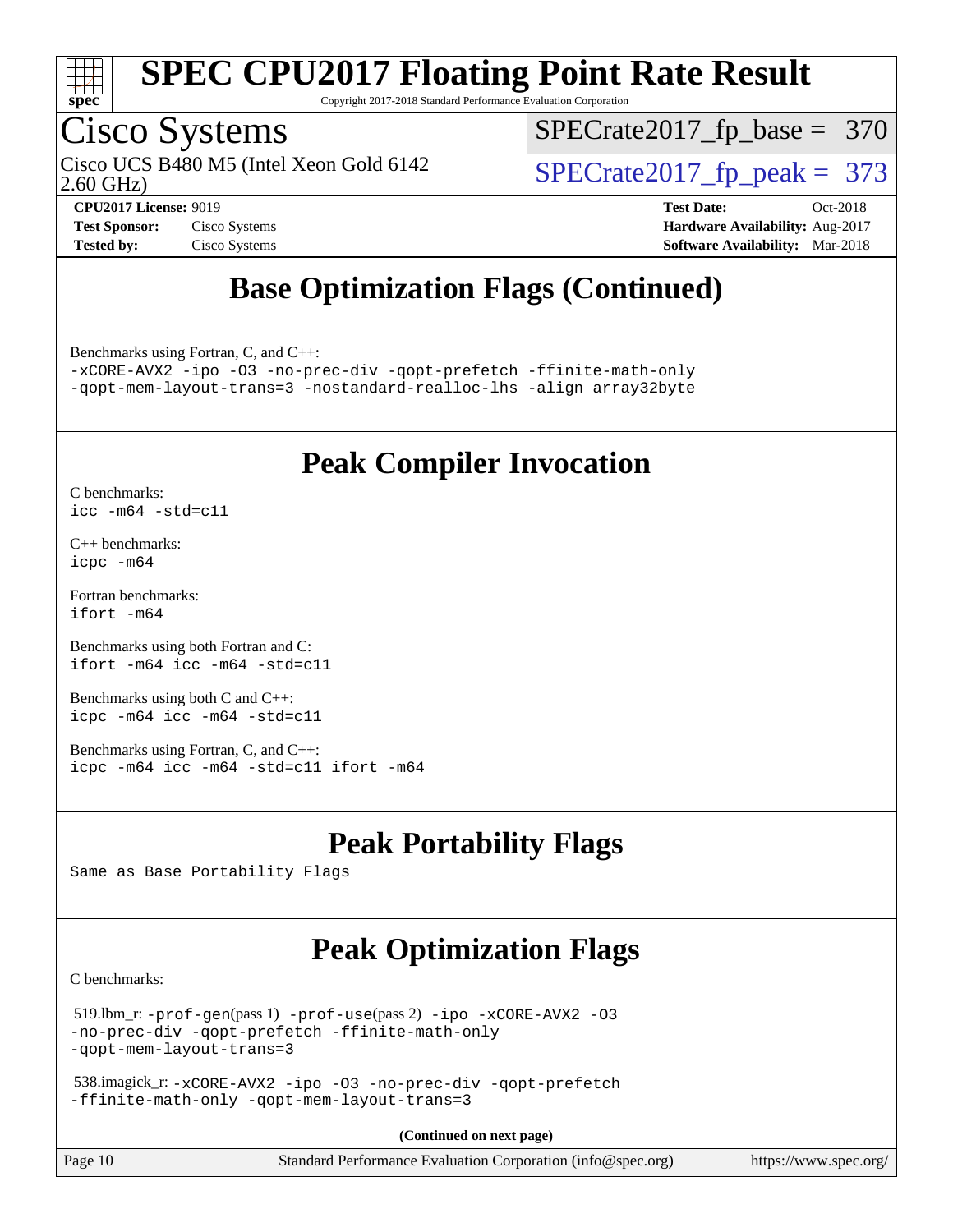# Base Optimization Flags (Continued)

Benchmarks using Fortran, C, and C++:

```
-xCORE-AVX2 -ipo -O3 -no-prec-div -qopt-prefetch -ffinite-math-only
-qopt-mem-layout-trans=3 -nostandard-realloc-lhs -align array32byte
```

# Peak Compiler Invocation

C benchmarks:

```
icc -m64 -std=c11
```

C++ benchmarks:

```
icpc -m64
```

Fortran benchmarks:

```
ifort -m64
```

Benchmarks using both Fortran and C:

```
ifort -m64 icc -m64 -std=c11
```

Benchmarks using both C and C++:

```
icpc -m64 icc -m64 -std=c11
```

Benchmarks using Fortran, C, and C++:

```
icpc -m64 icc -m64 -std=c11 ifort -m64
```

# Peak Portability Flags

Same as Base Portability Flags

# Peak Optimization Flags

C benchmarks:

519.lbm_r: `-prof-gen`(pass 1) `-prof-use`(pass 2) `-ipo -xCORE-AVX2 -O3 -no-prec-div -qopt-prefetch -ffinite-math-only -qopt-mem-layout-trans=3`

538.imagick_r: `-xCORE-AVX2 -ipo -O3 -no-prec-div -qopt-prefetch -ffinite-math-only -qopt-mem-layout-trans=3`

**(Continued on next page)**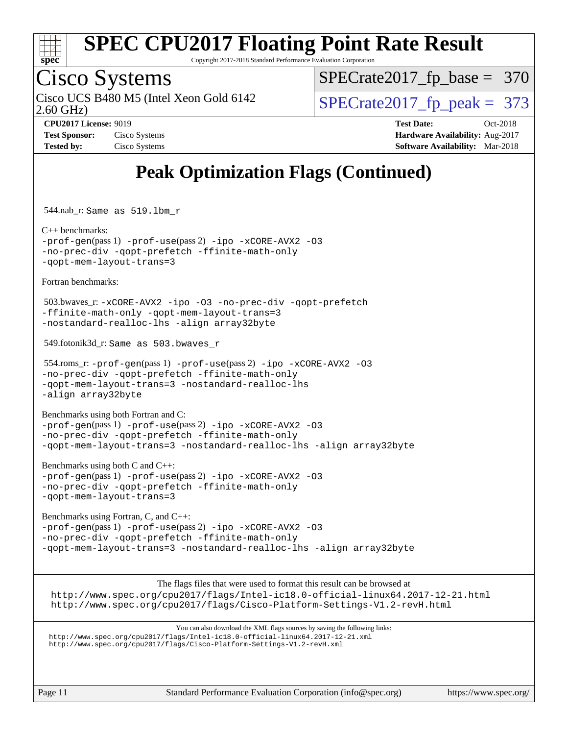# Peak Optimization Flags (Continued)

544.nab_r: Same as 519.lbm_r

C++ benchmarks:
-prof-gen(pass 1) -prof-use(pass 2) -ipo -xCORE-AVX2 -O3 -no-prec-div -qopt-prefetch -ffinite-math-only -qopt-mem-layout-trans=3

Fortran benchmarks:

503.bwaves_r: -xCORE-AVX2 -ipo -O3 -no-prec-div -qopt-prefetch -ffinite-math-only -qopt-mem-layout-trans=3 -nostandard-realloc-lhs -align array32byte

549.fotonik3d_r: Same as 503.bwaves_r

554.roms_r: -prof-gen(pass 1) -prof-use(pass 2) -ipo -xCORE-AVX2 -O3 -no-prec-div -qopt-prefetch -ffinite-math-only -qopt-mem-layout-trans=3 -nostandard-realloc-lhs -align array32byte

Benchmarks using both Fortran and C:
-prof-gen(pass 1) -prof-use(pass 2) -ipo -xCORE-AVX2 -O3 -no-prec-div -qopt-prefetch -ffinite-math-only -qopt-mem-layout-trans=3 -nostandard-realloc-lhs -align array32byte

Benchmarks using both C and C++:
-prof-gen(pass 1) -prof-use(pass 2) -ipo -xCORE-AVX2 -O3 -no-prec-div -qopt-prefetch -ffinite-math-only -qopt-mem-layout-trans=3

Benchmarks using Fortran, C, and C++:
-prof-gen(pass 1) -prof-use(pass 2) -ipo -xCORE-AVX2 -O3 -no-prec-div -qopt-prefetch -ffinite-math-only -qopt-mem-layout-trans=3 -nostandard-realloc-lhs -align array32byte

The flags files that were used to format this result can be browsed at
http://www.spec.org/cpu2017/flags/Intel-ic18.0-official-linux64.2017-12-21.html
http://www.spec.org/cpu2017/flags/Cisco-Platform-Settings-V1.2-revH.html

You can also download the XML flags sources by saving the following links:
http://www.spec.org/cpu2017/flags/Intel-ic18.0-official-linux64.2017-12-21.xml
http://www.spec.org/cpu2017/flags/Cisco-Platform-Settings-V1.2-revH.xml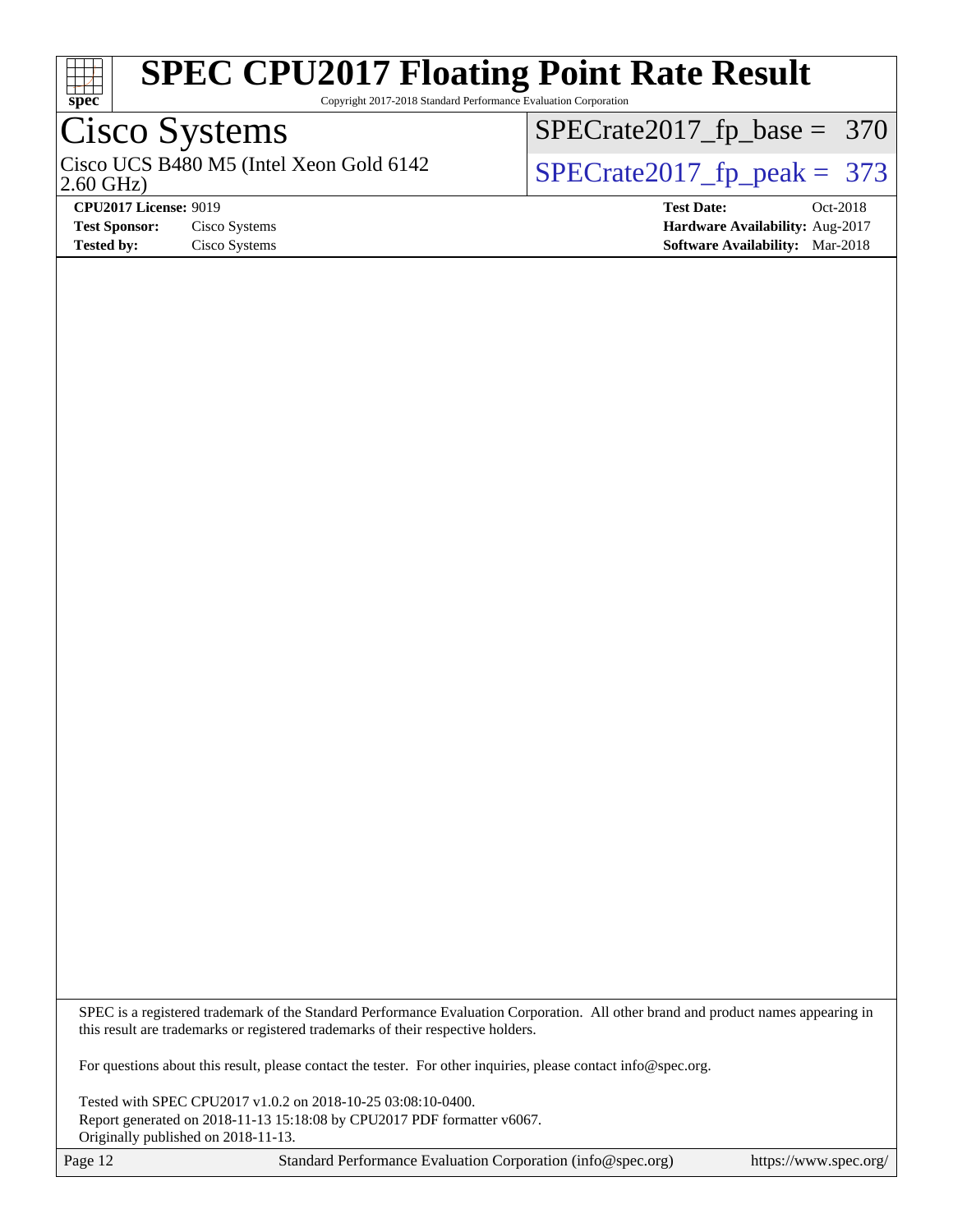SPEC is a registered trademark of the Standard Performance Evaluation Corporation. All other brand and product names appearing in this result are trademarks or registered trademarks of their respective holders.

For questions about this result, please contact the tester. For other inquiries, please contact info@spec.org.

Tested with SPEC CPU2017 v1.0.2 on 2018-10-25 03:08:10-0400.
Report generated on 2018-11-13 15:18:08 by CPU2017 PDF formatter v6067.
Originally published on 2018-11-13.